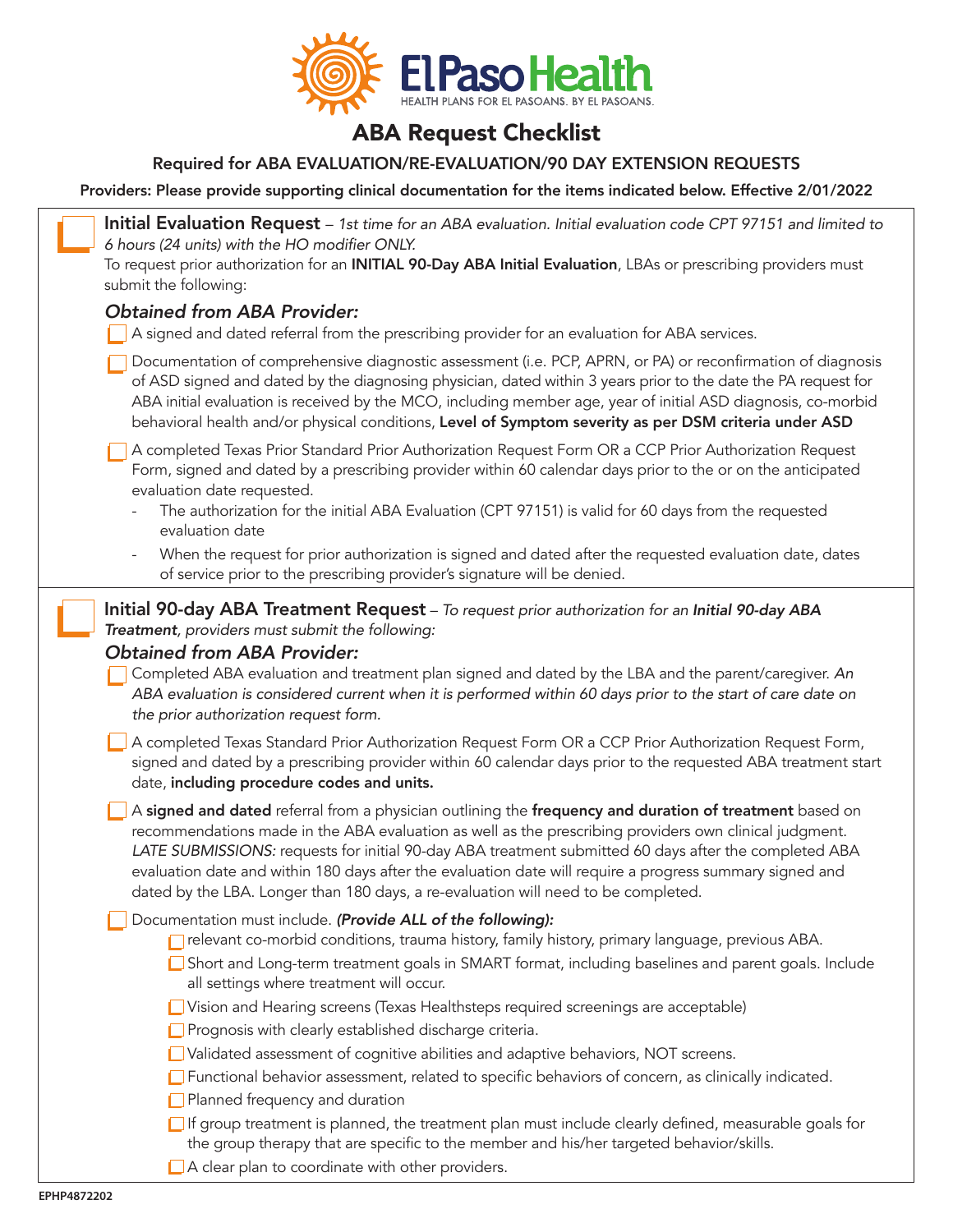# ABA Request Checklist

### Required for ABA EVALUATION/RE-EVALUATION/90 DAY EXTENSION REQUESTS

**Providers: Please provide supporting clinical documentation for the items indicated below. Effective 2/01/2022**

☐ **Initial Evaluation Request** – *1st time for an ABA evaluation. Initial evaluation code CPT 97151 and limited to 6 hours (24 units) with the HO modifier ONLY.*

To request prior authorization for an **INITIAL 90-Day ABA Initial Evaluation**, LBAs or prescribing providers must submit the following:

### *Obtained from ABA Provider:*

- ☐ A signed and dated referral from the prescribing provider for an evaluation for ABA services.
- ☐ Documentation of comprehensive diagnostic assessment (i.e. PCP, APRN, or PA) or reconfirmation of diagnosis of ASD signed and dated by the diagnosing physician, dated within 3 years prior to the date the PA request for ABA initial evaluation is received by the MCO, including member age, year of initial ASD diagnosis, co-morbid behavioral health and/or physical conditions, **Level of Symptom severity as per DSM criteria under ASD**
- ☐ A completed Texas Prior Standard Prior Authorization Request Form OR a CCP Prior Authorization Request Form, signed and dated by a prescribing provider within 60 calendar days prior to the or on the anticipated evaluation date requested.
  - The authorization for the initial ABA Evaluation (CPT 97151) is valid for 60 days from the requested evaluation date
  - When the request for prior authorization is signed and dated after the requested evaluation date, dates of service prior to the prescribing provider's signature will be denied.

☐ **Initial 90-day ABA Treatment Request** – *To request prior authorization for an* ***Initial 90-day ABA Treatment****, providers must submit the following:*

### *Obtained from ABA Provider:*

- ☐ Completed ABA evaluation and treatment plan signed and dated by the LBA and the parent/caregiver. *An ABA evaluation is considered current when it is performed within 60 days prior to the start of care date on the prior authorization request form.*
- ☐ A completed Texas Standard Prior Authorization Request Form OR a CCP Prior Authorization Request Form, signed and dated by a prescribing provider within 60 calendar days prior to the requested ABA treatment start date, **including procedure codes and units.**
- ☐ A **signed and dated** referral from a physician outlining the **frequency and duration of treatment** based on recommendations made in the ABA evaluation as well as the prescribing providers own clinical judgment. *LATE SUBMISSIONS:* requests for initial 90-day ABA treatment submitted 60 days after the completed ABA evaluation date and within 180 days after the evaluation date will require a progress summary signed and dated by the LBA. Longer than 180 days, a re-evaluation will need to be completed.
- ☐ Documentation must include. ***(Provide ALL of the following):***
  - ☐ relevant co-morbid conditions, trauma history, family history, primary language, previous ABA.
  - ☐ Short and Long-term treatment goals in SMART format, including baselines and parent goals. Include all settings where treatment will occur.
  - ☐ Vision and Hearing screens (Texas Healthsteps required screenings are acceptable)
  - ☐ Prognosis with clearly established discharge criteria.
  - ☐ Validated assessment of cognitive abilities and adaptive behaviors, NOT screens.
  - ☐ Functional behavior assessment, related to specific behaviors of concern, as clinically indicated.
  - ☐ Planned frequency and duration
  - ☐ If group treatment is planned, the treatment plan must include clearly defined, measurable goals for the group therapy that are specific to the member and his/her targeted behavior/skills.
  - ☐ A clear plan to coordinate with other providers.

EPHP4872202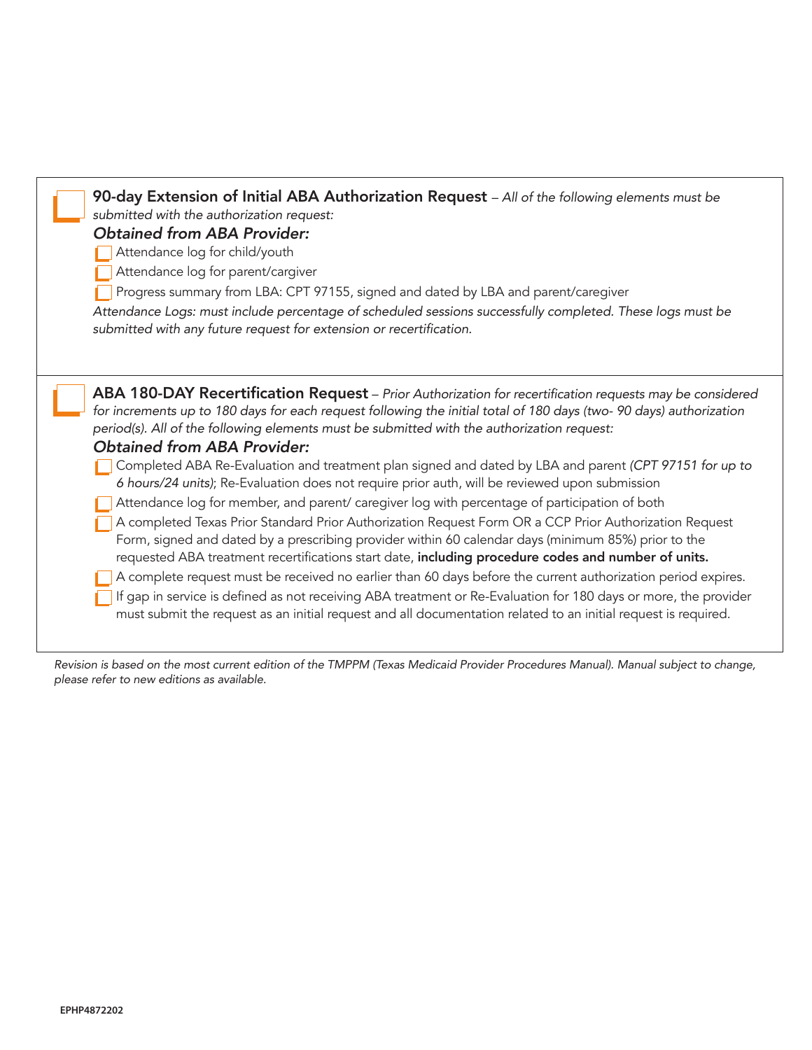- [ ] **90-day Extension of Initial ABA Authorization Request** – *All of the following elements must be submitted with the authorization request:*

### *Obtained from ABA Provider:*

- [ ] Attendance log for child/youth
- [ ] Attendance log for parent/cargiver
- [ ] Progress summary from LBA: CPT 97155, signed and dated by LBA and parent/caregiver

*Attendance Logs: must include percentage of scheduled sessions successfully completed. These logs must be submitted with any future request for extension or recertification.*

- [ ] **ABA 180-DAY Recertification Request** – *Prior Authorization for recertification requests may be considered for increments up to 180 days for each request following the initial total of 180 days (two- 90 days) authorization period(s). All of the following elements must be submitted with the authorization request:*

### *Obtained from ABA Provider:*

- [ ] Completed ABA Re-Evaluation and treatment plan signed and dated by LBA and parent *(CPT 97151 for up to 6 hours/24 units)*; Re-Evaluation does not require prior auth, will be reviewed upon submission
- [ ] Attendance log for member, and parent/ caregiver log with percentage of participation of both
- [ ] A completed Texas Prior Standard Prior Authorization Request Form OR a CCP Prior Authorization Request Form, signed and dated by a prescribing provider within 60 calendar days (minimum 85%) prior to the requested ABA treatment recertifications start date, **including procedure codes and number of units.**
- [ ] A complete request must be received no earlier than 60 days before the current authorization period expires.
- [ ] If gap in service is defined as not receiving ABA treatment or Re-Evaluation for 180 days or more, the provider must submit the request as an initial request and all documentation related to an initial request is required.

*Revision is based on the most current edition of the TMPPM (Texas Medicaid Provider Procedures Manual). Manual subject to change, please refer to new editions as available.*

EPHP4872202